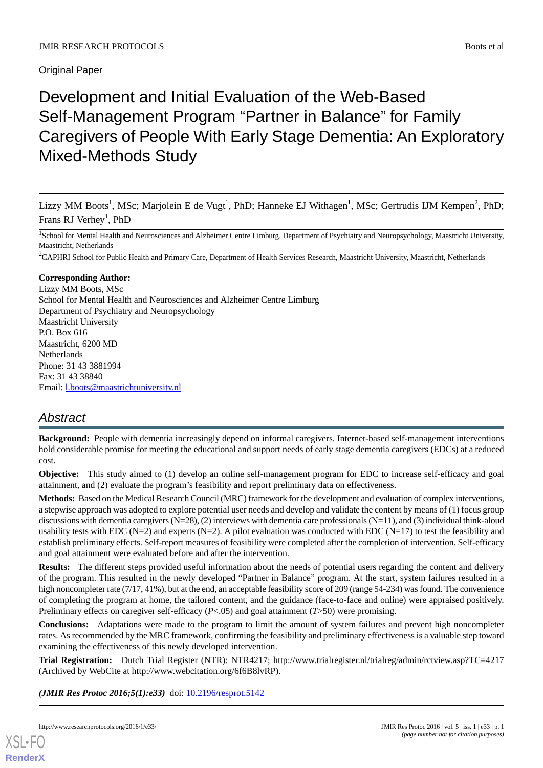Original Paper

# Development and Initial Evaluation of the Web-Based Self-Management Program "Partner in Balance" for Family Caregivers of People With Early Stage Dementia: An Exploratory Mixed-Methods Study

Lizzy MM Boots[1], MSc; Marjolein E de Vugt[1], PhD; Hanneke EJ Withagen[1], MSc; Gertrudis IJM Kempen[2], PhD; Frans RJ Verhey[1], PhD

[1]School for Mental Health and Neurosciences and Alzheimer Centre Limburg, Department of Psychiatry and Neuropsychology, Maastricht University, Maastricht, Netherlands

[2]CAPHRI School for Public Health and Primary Care, Department of Health Services Research, Maastricht University, Maastricht, Netherlands

**Corresponding Author:**
Lizzy MM Boots, MSc
School for Mental Health and Neurosciences and Alzheimer Centre Limburg
Department of Psychiatry and Neuropsychology
Maastricht University
P.O. Box 616
Maastricht, 6200 MD
Netherlands
Phone: 31 43 3881994
Fax: 31 43 38840
Email: l.boots@maastrichtuniversity.nl

## Abstract

**Background:** People with dementia increasingly depend on informal caregivers. Internet-based self-management interventions hold considerable promise for meeting the educational and support needs of early stage dementia caregivers (EDCs) at a reduced cost.

**Objective:** This study aimed to (1) develop an online self-management program for EDC to increase self-efficacy and goal attainment, and (2) evaluate the program's feasibility and report preliminary data on effectiveness.

**Methods:** Based on the Medical Research Council (MRC) framework for the development and evaluation of complex interventions, a stepwise approach was adopted to explore potential user needs and develop and validate the content by means of (1) focus group discussions with dementia caregivers (N=28), (2) interviews with dementia care professionals (N=11), and (3) individual think-aloud usability tests with EDC (N=2) and experts (N=2). A pilot evaluation was conducted with EDC (N=17) to test the feasibility and establish preliminary effects. Self-report measures of feasibility were completed after the completion of intervention. Self-efficacy and goal attainment were evaluated before and after the intervention.

**Results:** The different steps provided useful information about the needs of potential users regarding the content and delivery of the program. This resulted in the newly developed "Partner in Balance" program. At the start, system failures resulted in a high noncompleter rate (7/17, 41%), but at the end, an acceptable feasibility score of 209 (range 54-234) was found. The convenience of completing the program at home, the tailored content, and the guidance (face-to-face and online) were appraised positively. Preliminary effects on caregiver self-efficacy ($P<.05$) and goal attainment ($T>50$) were promising.

**Conclusions:** Adaptations were made to the program to limit the amount of system failures and prevent high noncompleter rates. As recommended by the MRC framework, confirming the feasibility and preliminary effectiveness is a valuable step toward examining the effectiveness of this newly developed intervention.

**Trial Registration:** Dutch Trial Register (NTR): NTR4217; http://www.trialregister.nl/trialreg/admin/rctview.asp?TC=4217 (Archived by WebCite at http://www.webcitation.org/6f6B8lvRP).

***(JMIR Res Protoc 2016;5(1):e33)*** doi: 10.2196/resprot.5142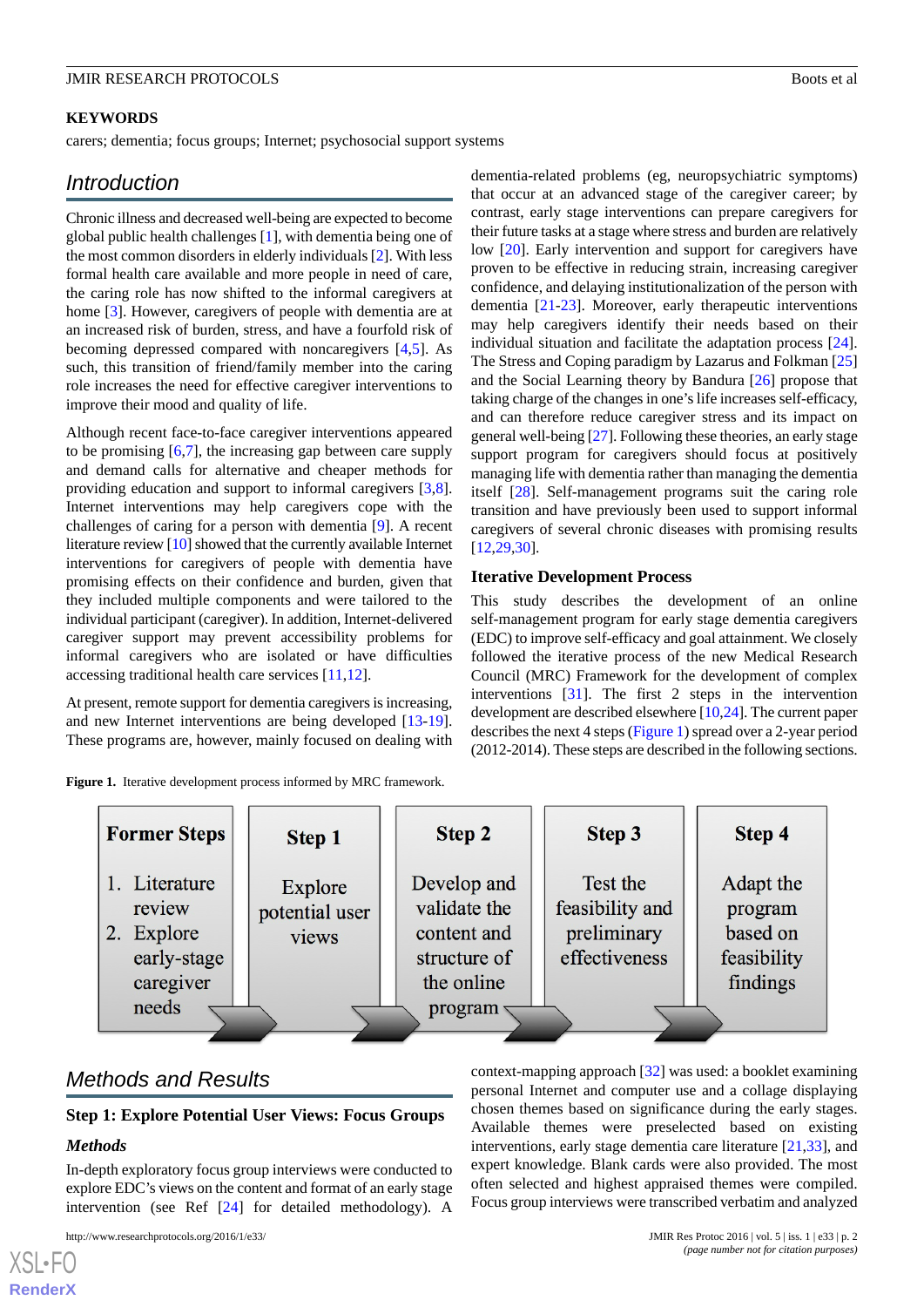**KEYWORDS**

carers; dementia; focus groups; Internet; psychosocial support systems

## Introduction

Chronic illness and decreased well-being are expected to become global public health challenges [1], with dementia being one of the most common disorders in elderly individuals [2]. With less formal health care available and more people in need of care, the caring role has now shifted to the informal caregivers at home [3]. However, caregivers of people with dementia are at an increased risk of burden, stress, and have a fourfold risk of becoming depressed compared with noncaregivers [4,5]. As such, this transition of friend/family member into the caring role increases the need for effective caregiver interventions to improve their mood and quality of life.

Although recent face-to-face caregiver interventions appeared to be promising [6,7], the increasing gap between care supply and demand calls for alternative and cheaper methods for providing education and support to informal caregivers [3,8]. Internet interventions may help caregivers cope with the challenges of caring for a person with dementia [9]. A recent literature review [10] showed that the currently available Internet interventions for caregivers of people with dementia have promising effects on their confidence and burden, given that they included multiple components and were tailored to the individual participant (caregiver). In addition, Internet-delivered caregiver support may prevent accessibility problems for informal caregivers who are isolated or have difficulties accessing traditional health care services [11,12].

At present, remote support for dementia caregivers is increasing, and new Internet interventions are being developed [13-19]. These programs are, however, mainly focused on dealing with dementia-related problems (eg, neuropsychiatric symptoms) that occur at an advanced stage of the caregiver career; by contrast, early stage interventions can prepare caregivers for their future tasks at a stage where stress and burden are relatively low [20]. Early intervention and support for caregivers have proven to be effective in reducing strain, increasing caregiver confidence, and delaying institutionalization of the person with dementia [21-23]. Moreover, early therapeutic interventions may help caregivers identify their needs based on their individual situation and facilitate the adaptation process [24]. The Stress and Coping paradigm by Lazarus and Folkman [25] and the Social Learning theory by Bandura [26] propose that taking charge of the changes in one's life increases self-efficacy, and can therefore reduce caregiver stress and its impact on general well-being [27]. Following these theories, an early stage support program for caregivers should focus at positively managing life with dementia rather than managing the dementia itself [28]. Self-management programs suit the caring role transition and have previously been used to support informal caregivers of several chronic diseases with promising results [12,29,30].

### Iterative Development Process

This study describes the development of an online self-management program for early stage dementia caregivers (EDC) to improve self-efficacy and goal attainment. We closely followed the iterative process of the new Medical Research Council (MRC) Framework for the development of complex interventions [31]. The first 2 steps in the intervention development are described elsewhere [10,24]. The current paper describes the next 4 steps (Figure 1) spread over a 2-year period (2012-2014). These steps are described in the following sections.

**Figure 1.** Iterative development process informed by MRC framework.

| Former Steps | Step 1 | Step 2 | Step 3 | Step 4 |
|---|---|---|---|---|
| 1. Literature review<br>2. Explore early-stage caregiver needs | Explore potential user views | Develop and validate the content and structure of the online program | Test the feasibility and preliminary effectiveness | Adapt the program based on feasibility findings |

## Methods and Results

### Step 1: Explore Potential User Views: Focus Groups

#### Methods

In-depth exploratory focus group interviews were conducted to explore EDC's views on the content and format of an early stage intervention (see Ref [24] for detailed methodology). A context-mapping approach [32] was used: a booklet examining personal Internet and computer use and a collage displaying chosen themes based on significance during the early stages. Available themes were preselected based on existing interventions, early stage dementia care literature [21,33], and expert knowledge. Blank cards were also provided. The most often selected and highest appraised themes were compiled. Focus group interviews were transcribed verbatim and analyzed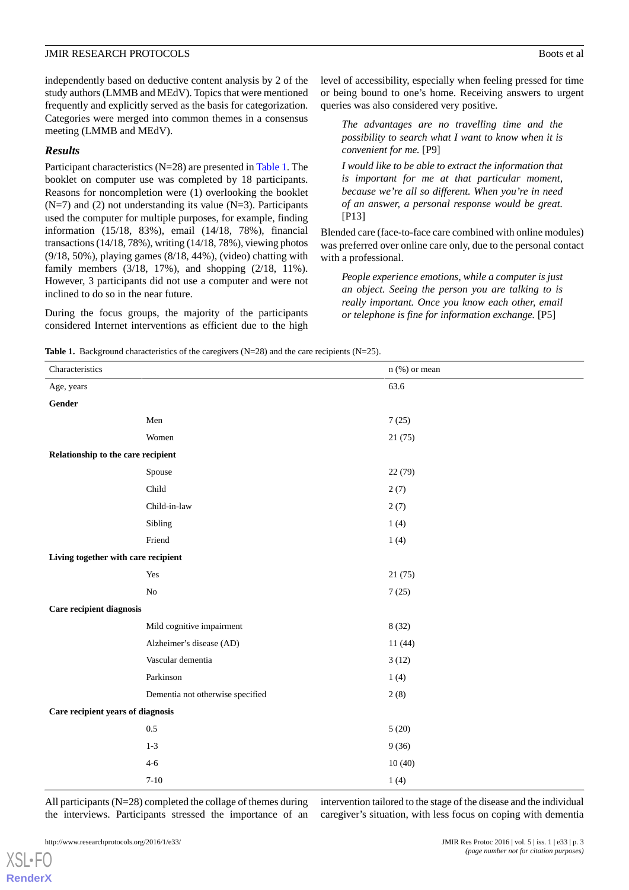independently based on deductive content analysis by 2 of the study authors (LMMB and MEdV). Topics that were mentioned frequently and explicitly served as the basis for categorization. Categories were merged into common themes in a consensus meeting (LMMB and MEdV).

### Results

Participant characteristics (N=28) are presented in Table 1. The booklet on computer use was completed by 18 participants. Reasons for noncompletion were (1) overlooking the booklet (N=7) and (2) not understanding its value (N=3). Participants used the computer for multiple purposes, for example, finding information (15/18, 83%), email (14/18, 78%), financial transactions (14/18, 78%), writing (14/18, 78%), viewing photos (9/18, 50%), playing games (8/18, 44%), (video) chatting with family members (3/18, 17%), and shopping (2/18, 11%). However, 3 participants did not use a computer and were not inclined to do so in the near future.

During the focus groups, the majority of the participants considered Internet interventions as efficient due to the high level of accessibility, especially when feeling pressed for time or being bound to one's home. Receiving answers to urgent queries was also considered very positive.

> *The advantages are no travelling time and the possibility to search what I want to know when it is convenient for me.* [P9]

> *I would like to be able to extract the information that is important for me at that particular moment, because we're all so different. When you're in need of an answer, a personal response would be great.* [P13]

Blended care (face-to-face care combined with online modules) was preferred over online care only, due to the personal contact with a professional.

> *People experience emotions, while a computer is just an object. Seeing the person you are talking to is really important. Once you know each other, email or telephone is fine for information exchange.* [P5]

**Table 1.** Background characteristics of the caregivers (N=28) and the care recipients (N=25).

| Characteristics | | n (%) or mean |
|---|---|---|
| Age, years | | 63.6 |
| **Gender** | | |
| | Men | 7 (25) |
| | Women | 21 (75) |
| **Relationship to the care recipient** | | |
| | Spouse | 22 (79) |
| | Child | 2 (7) |
| | Child-in-law | 2 (7) |
| | Sibling | 1 (4) |
| | Friend | 1 (4) |
| **Living together with care recipient** | | |
| | Yes | 21 (75) |
| | No | 7 (25) |
| **Care recipient diagnosis** | | |
| | Mild cognitive impairment | 8 (32) |
| | Alzheimer's disease (AD) | 11 (44) |
| | Vascular dementia | 3 (12) |
| | Parkinson | 1 (4) |
| | Dementia not otherwise specified | 2 (8) |
| **Care recipient years of diagnosis** | | |
| | 0.5 | 5 (20) |
| | 1-3 | 9 (36) |
| | 4-6 | 10 (40) |
| | 7-10 | 1 (4) |

All participants (N=28) completed the collage of themes during the interviews. Participants stressed the importance of an intervention tailored to the stage of the disease and the individual caregiver's situation, with less focus on coping with dementia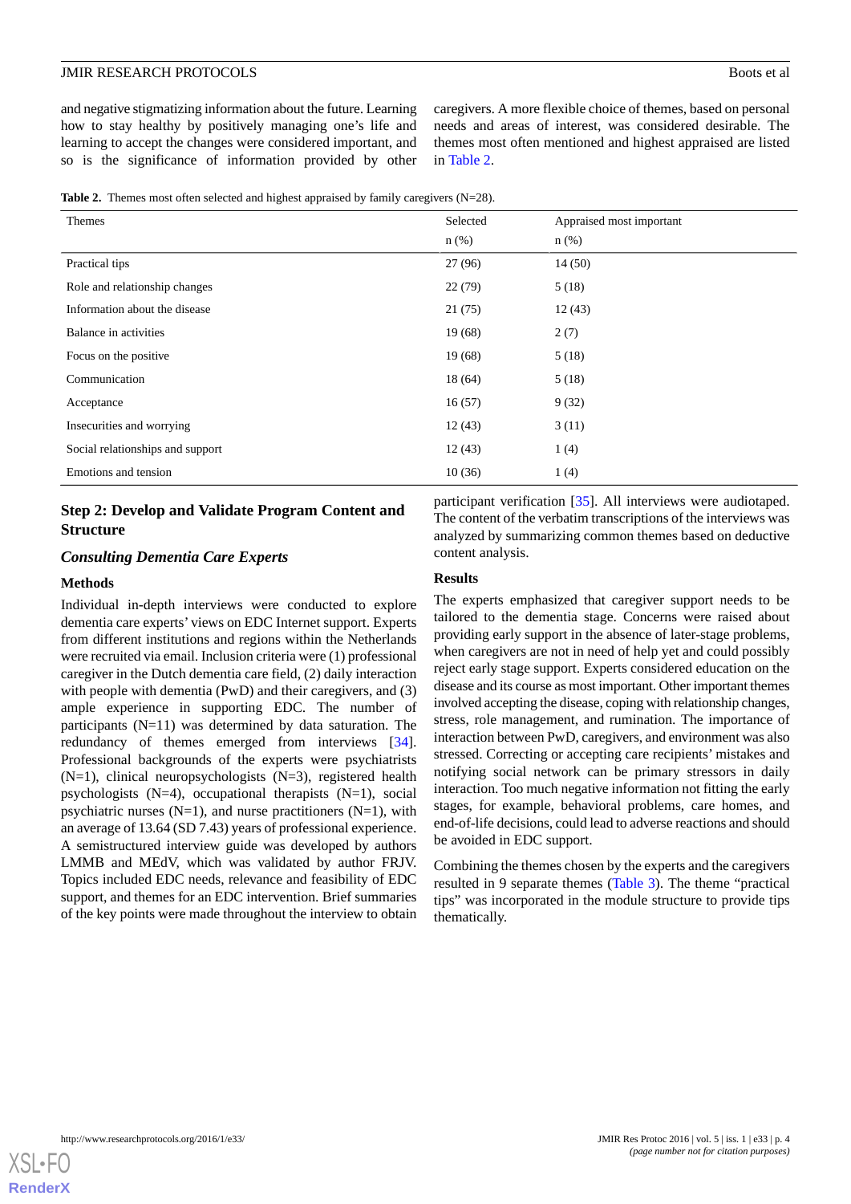and negative stigmatizing information about the future. Learning how to stay healthy by positively managing one's life and learning to accept the changes were considered important, and so is the significance of information provided by other caregivers. A more flexible choice of themes, based on personal needs and areas of interest, was considered desirable. The themes most often mentioned and highest appraised are listed in Table 2.

**Table 2.** Themes most often selected and highest appraised by family caregivers (N=28).

| Themes | Selected n (%) | Appraised most important n (%) |
|---|---|---|
| Practical tips | 27 (96) | 14 (50) |
| Role and relationship changes | 22 (79) | 5 (18) |
| Information about the disease | 21 (75) | 12 (43) |
| Balance in activities | 19 (68) | 2 (7) |
| Focus on the positive | 19 (68) | 5 (18) |
| Communication | 18 (64) | 5 (18) |
| Acceptance | 16 (57) | 9 (32) |
| Insecurities and worrying | 12 (43) | 3 (11) |
| Social relationships and support | 12 (43) | 1 (4) |
| Emotions and tension | 10 (36) | 1 (4) |

## Step 2: Develop and Validate Program Content and Structure

### *Consulting Dementia Care Experts*

#### Methods

Individual in-depth interviews were conducted to explore dementia care experts' views on EDC Internet support. Experts from different institutions and regions within the Netherlands were recruited via email. Inclusion criteria were (1) professional caregiver in the Dutch dementia care field, (2) daily interaction with people with dementia (PwD) and their caregivers, and (3) ample experience in supporting EDC. The number of participants (N=11) was determined by data saturation. The redundancy of themes emerged from interviews [34]. Professional backgrounds of the experts were psychiatrists (N=1), clinical neuropsychologists (N=3), registered health psychologists (N=4), occupational therapists (N=1), social psychiatric nurses (N=1), and nurse practitioners (N=1), with an average of 13.64 (SD 7.43) years of professional experience. A semistructured interview guide was developed by authors LMMB and MEdV, which was validated by author FRJV. Topics included EDC needs, relevance and feasibility of EDC support, and themes for an EDC intervention. Brief summaries of the key points were made throughout the interview to obtain participant verification [35]. All interviews were audiotaped. The content of the verbatim transcriptions of the interviews was analyzed by summarizing common themes based on deductive content analysis.

#### Results

The experts emphasized that caregiver support needs to be tailored to the dementia stage. Concerns were raised about providing early support in the absence of later-stage problems, when caregivers are not in need of help yet and could possibly reject early stage support. Experts considered education on the disease and its course as most important. Other important themes involved accepting the disease, coping with relationship changes, stress, role management, and rumination. The importance of interaction between PwD, caregivers, and environment was also stressed. Correcting or accepting care recipients' mistakes and notifying social network can be primary stressors in daily interaction. Too much negative information not fitting the early stages, for example, behavioral problems, care homes, and end-of-life decisions, could lead to adverse reactions and should be avoided in EDC support.

Combining the themes chosen by the experts and the caregivers resulted in 9 separate themes (Table 3). The theme "practical tips" was incorporated in the module structure to provide tips thematically.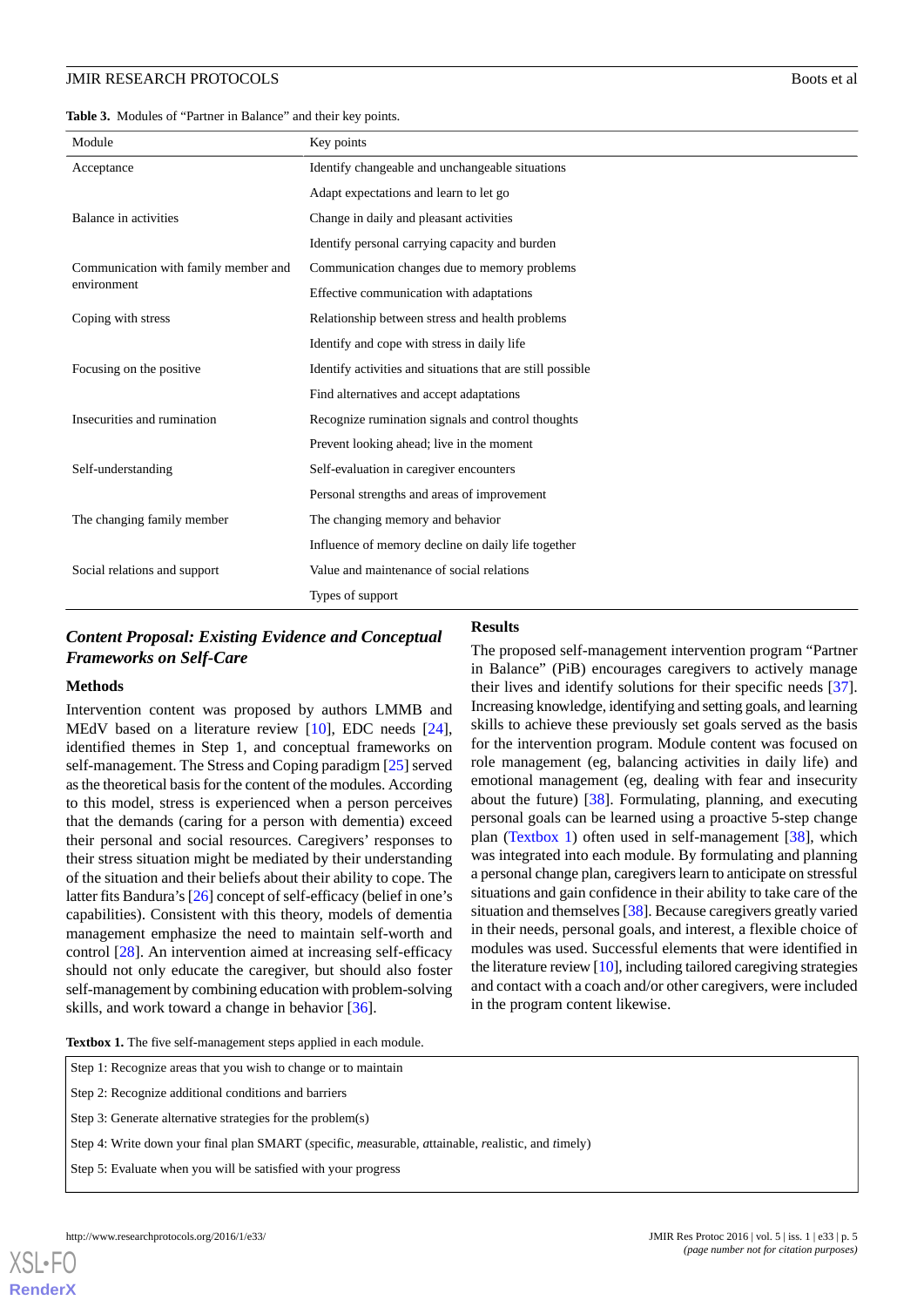**Table 3.** Modules of "Partner in Balance" and their key points.

| Module | Key points |
| --- | --- |
| Acceptance | Identify changeable and unchangeable situations |
| | Adapt expectations and learn to let go |
| Balance in activities | Change in daily and pleasant activities |
| | Identify personal carrying capacity and burden |
| Communication with family member and environment | Communication changes due to memory problems |
| | Effective communication with adaptations |
| Coping with stress | Relationship between stress and health problems |
| | Identify and cope with stress in daily life |
| Focusing on the positive | Identify activities and situations that are still possible |
| | Find alternatives and accept adaptations |
| Insecurities and rumination | Recognize rumination signals and control thoughts |
| | Prevent looking ahead; live in the moment |
| Self-understanding | Self-evaluation in caregiver encounters |
| | Personal strengths and areas of improvement |
| The changing family member | The changing memory and behavior |
| | Influence of memory decline on daily life together |
| Social relations and support | Value and maintenance of social relations |
| | Types of support |

### *Content Proposal: Existing Evidence and Conceptual Frameworks on Self-Care*

#### Methods

Intervention content was proposed by authors LMMB and MEdV based on a literature review [10], EDC needs [24], identified themes in Step 1, and conceptual frameworks on self-management. The Stress and Coping paradigm [25] served as the theoretical basis for the content of the modules. According to this model, stress is experienced when a person perceives that the demands (caring for a person with dementia) exceed their personal and social resources. Caregivers' responses to their stress situation might be mediated by their understanding of the situation and their beliefs about their ability to cope. The latter fits Bandura's [26] concept of self-efficacy (belief in one's capabilities). Consistent with this theory, models of dementia management emphasize the need to maintain self-worth and control [28]. An intervention aimed at increasing self-efficacy should not only educate the caregiver, but should also foster self-management by combining education with problem-solving skills, and work toward a change in behavior [36].

#### Results

The proposed self-management intervention program "Partner in Balance" (PiB) encourages caregivers to actively manage their lives and identify solutions for their specific needs [37]. Increasing knowledge, identifying and setting goals, and learning skills to achieve these previously set goals served as the basis for the intervention program. Module content was focused on role management (eg, balancing activities in daily life) and emotional management (eg, dealing with fear and insecurity about the future) [38]. Formulating, planning, and executing personal goals can be learned using a proactive 5-step change plan (Textbox 1) often used in self-management [38], which was integrated into each module. By formulating and planning a personal change plan, caregivers learn to anticipate on stressful situations and gain confidence in their ability to take care of the situation and themselves [38]. Because caregivers greatly varied in their needs, personal goals, and interest, a flexible choice of modules was used. Successful elements that were identified in the literature review [10], including tailored caregiving strategies and contact with a coach and/or other caregivers, were included in the program content likewise.

**Textbox 1.** The five self-management steps applied in each module.

- Step 1: Recognize areas that you wish to change or to maintain
- Step 2: Recognize additional conditions and barriers
- Step 3: Generate alternative strategies for the problem(s)
- Step 4: Write down your final plan SMART (*s*pecific, *m*easurable, *a*ttainable, *r*ealistic, and *t*imely)
- Step 5: Evaluate when you will be satisfied with your progress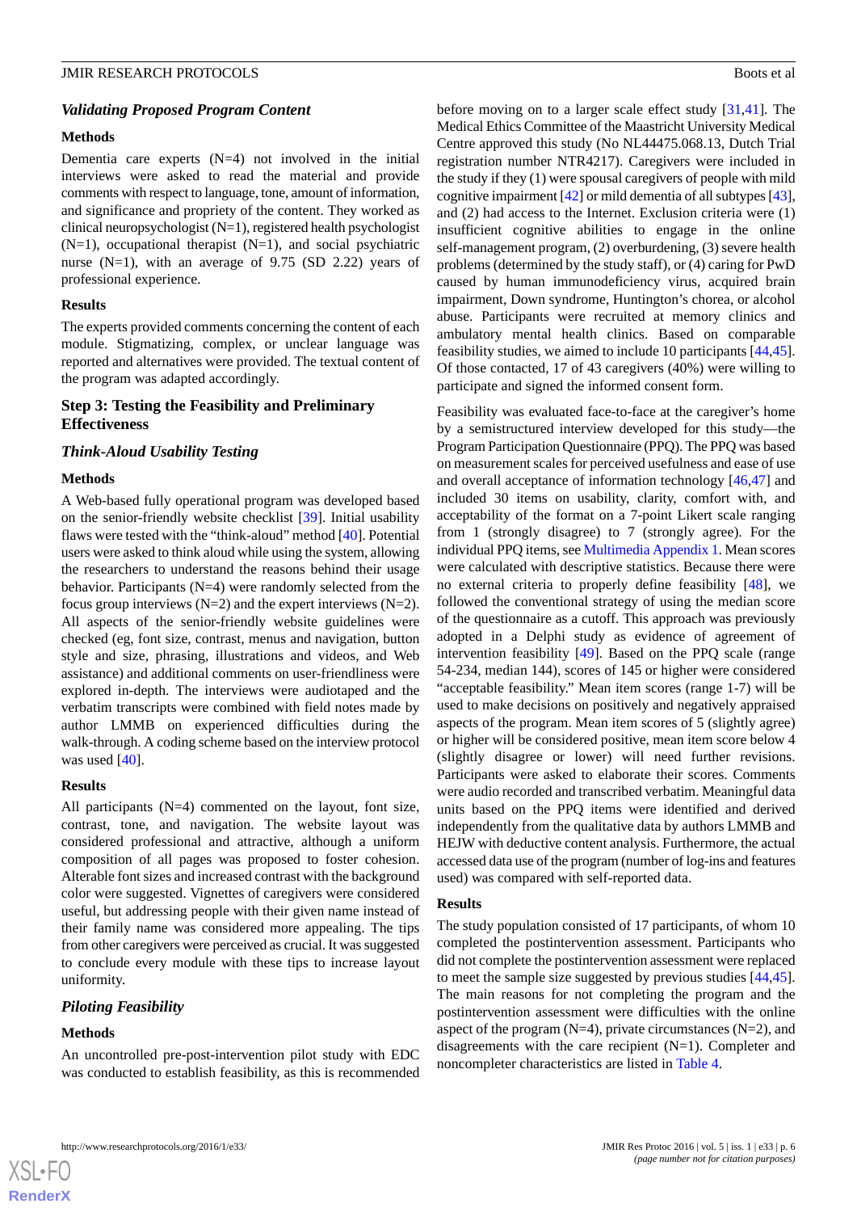### Validating Proposed Program Content

#### Methods

Dementia care experts (N=4) not involved in the initial interviews were asked to read the material and provide comments with respect to language, tone, amount of information, and significance and propriety of the content. They worked as clinical neuropsychologist (N=1), registered health psychologist (N=1), occupational therapist (N=1), and social psychiatric nurse (N=1), with an average of 9.75 (SD 2.22) years of professional experience.

#### Results

The experts provided comments concerning the content of each module. Stigmatizing, complex, or unclear language was reported and alternatives were provided. The textual content of the program was adapted accordingly.

## Step 3: Testing the Feasibility and Preliminary Effectiveness

### Think-Aloud Usability Testing

#### Methods

A Web-based fully operational program was developed based on the senior-friendly website checklist [39]. Initial usability flaws were tested with the "think-aloud" method [40]. Potential users were asked to think aloud while using the system, allowing the researchers to understand the reasons behind their usage behavior. Participants (N=4) were randomly selected from the focus group interviews (N=2) and the expert interviews (N=2). All aspects of the senior-friendly website guidelines were checked (eg, font size, contrast, menus and navigation, button style and size, phrasing, illustrations and videos, and Web assistance) and additional comments on user-friendliness were explored in-depth. The interviews were audiotaped and the verbatim transcripts were combined with field notes made by author LMMB on experienced difficulties during the walk-through. A coding scheme based on the interview protocol was used [40].

#### Results

All participants (N=4) commented on the layout, font size, contrast, tone, and navigation. The website layout was considered professional and attractive, although a uniform composition of all pages was proposed to foster cohesion. Alterable font sizes and increased contrast with the background color were suggested. Vignettes of caregivers were considered useful, but addressing people with their given name instead of their family name was considered more appealing. The tips from other caregivers were perceived as crucial. It was suggested to conclude every module with these tips to increase layout uniformity.

### Piloting Feasibility

#### Methods

An uncontrolled pre-post-intervention pilot study with EDC was conducted to establish feasibility, as this is recommended before moving on to a larger scale effect study [31,41]. The Medical Ethics Committee of the Maastricht University Medical Centre approved this study (No NL44475.068.13, Dutch Trial registration number NTR4217). Caregivers were included in the study if they (1) were spousal caregivers of people with mild cognitive impairment [42] or mild dementia of all subtypes [43], and (2) had access to the Internet. Exclusion criteria were (1) insufficient cognitive abilities to engage in the online self-management program, (2) overburdening, (3) severe health problems (determined by the study staff), or (4) caring for PwD caused by human immunodeficiency virus, acquired brain impairment, Down syndrome, Huntington's chorea, or alcohol abuse. Participants were recruited at memory clinics and ambulatory mental health clinics. Based on comparable feasibility studies, we aimed to include 10 participants [44,45]. Of those contacted, 17 of 43 caregivers (40%) were willing to participate and signed the informed consent form.

Feasibility was evaluated face-to-face at the caregiver's home by a semistructured interview developed for this study—the Program Participation Questionnaire (PPQ). The PPQ was based on measurement scales for perceived usefulness and ease of use and overall acceptance of information technology [46,47] and included 30 items on usability, clarity, comfort with, and acceptability of the format on a 7-point Likert scale ranging from 1 (strongly disagree) to 7 (strongly agree). For the individual PPQ items, see Multimedia Appendix 1. Mean scores were calculated with descriptive statistics. Because there were no external criteria to properly define feasibility [48], we followed the conventional strategy of using the median score of the questionnaire as a cutoff. This approach was previously adopted in a Delphi study as evidence of agreement of intervention feasibility [49]. Based on the PPQ scale (range 54-234, median 144), scores of 145 or higher were considered "acceptable feasibility." Mean item scores (range 1-7) will be used to make decisions on positively and negatively appraised aspects of the program. Mean item scores of 5 (slightly agree) or higher will be considered positive, mean item score below 4 (slightly disagree or lower) will need further revisions. Participants were asked to elaborate their scores. Comments were audio recorded and transcribed verbatim. Meaningful data units based on the PPQ items were identified and derived independently from the qualitative data by authors LMMB and HEJW with deductive content analysis. Furthermore, the actual accessed data use of the program (number of log-ins and features used) was compared with self-reported data.

#### Results

The study population consisted of 17 participants, of whom 10 completed the postintervention assessment. Participants who did not complete the postintervention assessment were replaced to meet the sample size suggested by previous studies [44,45]. The main reasons for not completing the program and the postintervention assessment were difficulties with the online aspect of the program (N=4), private circumstances (N=2), and disagreements with the care recipient (N=1). Completer and noncompleter characteristics are listed in Table 4.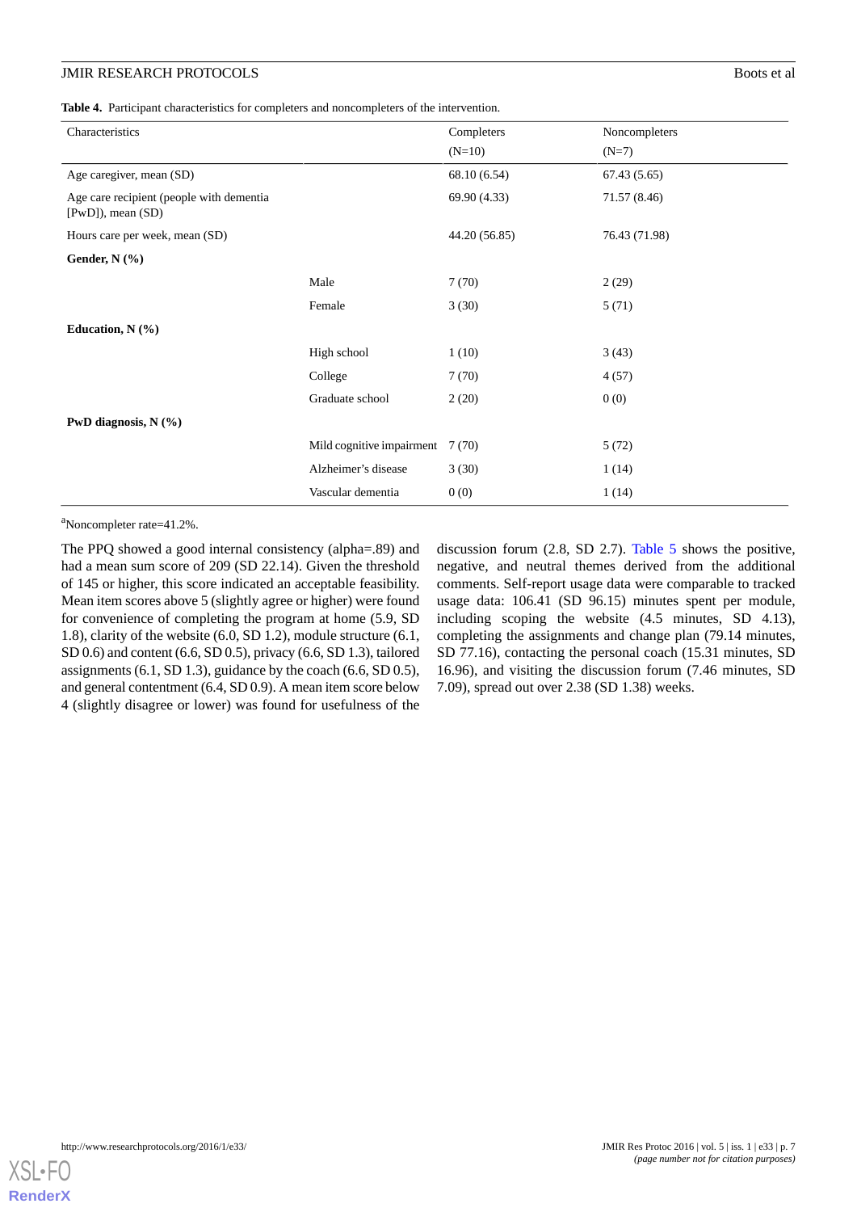**Table 4.** Participant characteristics for completers and noncompleters of the intervention.

| Characteristics | | Completers (N=10) | Noncompleters (N=7) |
|---|---|---|---|
| Age caregiver, mean (SD) | | 68.10 (6.54) | 67.43 (5.65) |
| Age care recipient (people with dementia [PwD]), mean (SD) | | 69.90 (4.33) | 71.57 (8.46) |
| Hours care per week, mean (SD) | | 44.20 (56.85) | 76.43 (71.98) |
| **Gender, N (%)** | | | |
| | Male | 7 (70) | 2 (29) |
| | Female | 3 (30) | 5 (71) |
| **Education, N (%)** | | | |
| | High school | 1 (10) | 3 (43) |
| | College | 7 (70) | 4 (57) |
| | Graduate school | 2 (20) | 0 (0) |
| **PwD diagnosis, N (%)** | | | |
| | Mild cognitive impairment | 7 (70) | 5 (72) |
| | Alzheimer's disease | 3 (30) | 1 (14) |
| | Vascular dementia | 0 (0) | 1 (14) |

[a]Noncompleter rate=41.2%.

The PPQ showed a good internal consistency (alpha=.89) and had a mean sum score of 209 (SD 22.14). Given the threshold of 145 or higher, this score indicated an acceptable feasibility. Mean item scores above 5 (slightly agree or higher) were found for convenience of completing the program at home (5.9, SD 1.8), clarity of the website (6.0, SD 1.2), module structure (6.1, SD 0.6) and content (6.6, SD 0.5), privacy (6.6, SD 1.3), tailored assignments (6.1, SD 1.3), guidance by the coach (6.6, SD 0.5), and general contentment (6.4, SD 0.9). A mean item score below 4 (slightly disagree or lower) was found for usefulness of the discussion forum (2.8, SD 2.7). Table 5 shows the positive, negative, and neutral themes derived from the additional comments. Self-report usage data were comparable to tracked usage data: 106.41 (SD 96.15) minutes spent per module, including scoping the website (4.5 minutes, SD 4.13), completing the assignments and change plan (79.14 minutes, SD 77.16), contacting the personal coach (15.31 minutes, SD 16.96), and visiting the discussion forum (7.46 minutes, SD 7.09), spread out over 2.38 (SD 1.38) weeks.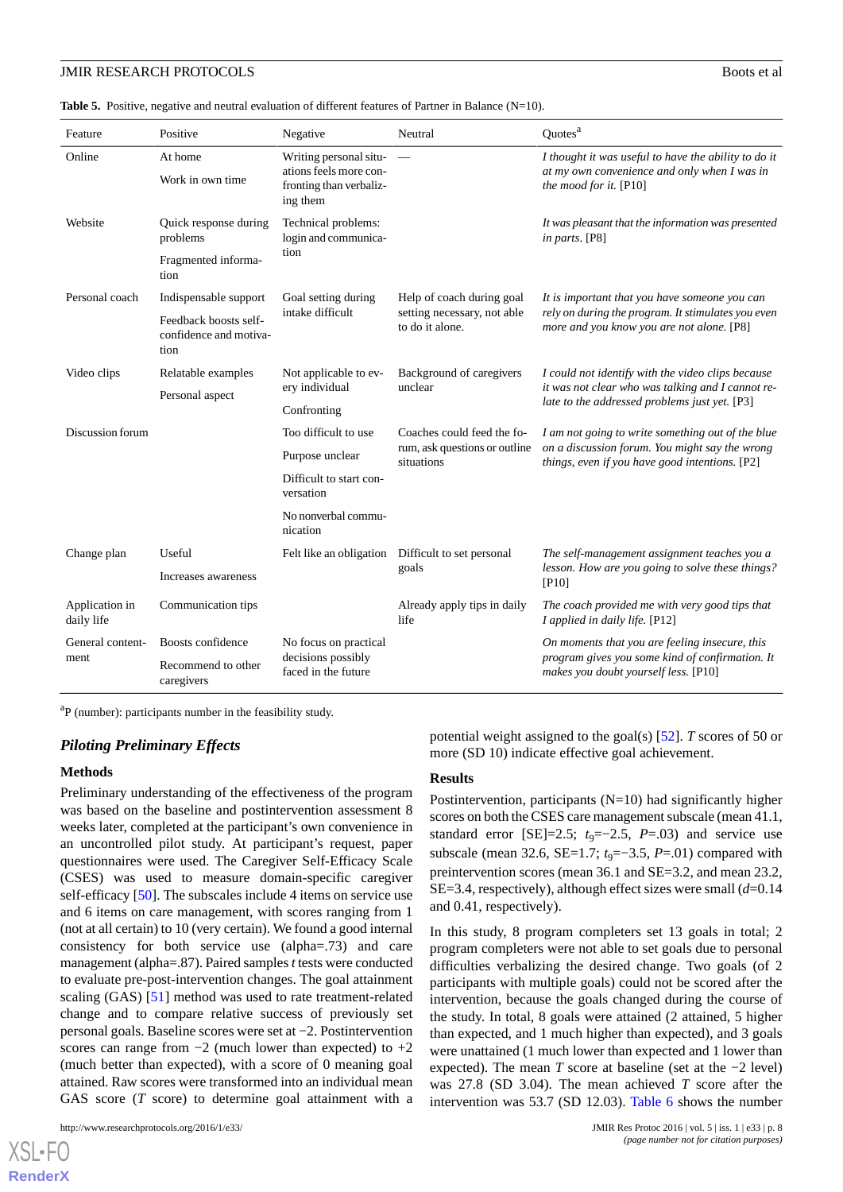**Table 5.** Positive, negative and neutral evaluation of different features of Partner in Balance (N=10).

| Feature | Positive | Negative | Neutral | Quotes[a] |
|---|---|---|---|---|
| Online | At home<br>Work in own time | Writing personal situations feels more confronting than verbalizing them | — | *I thought it was useful to have the ability to do it at my own convenience and only when I was in the mood for it.* [P10] |
| Website | Quick response during problems<br>Fragmented information | Technical problems: login and communication | | *It was pleasant that the information was presented in parts.* [P8] |
| Personal coach | Indispensable support<br>Feedback boosts self-confidence and motivation | Goal setting during intake difficult | Help of coach during goal setting necessary, not able to do it alone. | *It is important that you have someone you can rely on during the program. It stimulates you even more and you know you are not alone.* [P8] |
| Video clips | Relatable examples<br>Personal aspect | Not applicable to every individual<br>Confronting | Background of caregivers unclear | *I could not identify with the video clips because it was not clear who was talking and I cannot relate to the addressed problems just yet.* [P3] |
| Discussion forum | | Too difficult to use<br>Purpose unclear<br>Difficult to start conversation<br>No nonverbal communication | Coaches could feed the forum, ask questions or outline situations | *I am not going to write something out of the blue on a discussion forum. You might say the wrong things, even if you have good intentions.* [P2] |
| Change plan | Useful<br>Increases awareness | Felt like an obligation | Difficult to set personal goals | *The self-management assignment teaches you a lesson. How are you going to solve these things?* [P10] |
| Application in daily life | Communication tips | | Already apply tips in daily life | *The coach provided me with very good tips that I applied in daily life.* [P12] |
| General contentment | Boosts confidence<br>Recommend to other caregivers | No focus on practical decisions possibly faced in the future | | *On moments that you are feeling insecure, this program gives you some kind of confirmation. It makes you doubt yourself less.* [P10] |

[a]P (number): participants number in the feasibility study.

### *Piloting Preliminary Effects*

#### Methods

Preliminary understanding of the effectiveness of the program was based on the baseline and postintervention assessment 8 weeks later, completed at the participant's own convenience in an uncontrolled pilot study. At participant's request, paper questionnaires were used. The Caregiver Self-Efficacy Scale (CSES) was used to measure domain-specific caregiver self-efficacy [50]. The subscales include 4 items on service use and 6 items on care management, with scores ranging from 1 (not at all certain) to 10 (very certain). We found a good internal consistency for both service use (alpha=.73) and care management (alpha=.87). Paired samples *t* tests were conducted to evaluate pre-post-intervention changes. The goal attainment scaling (GAS) [51] method was used to rate treatment-related change and to compare relative success of previously set personal goals. Baseline scores were set at −2. Postintervention scores can range from −2 (much lower than expected) to +2 (much better than expected), with a score of 0 meaning goal attained. Raw scores were transformed into an individual mean GAS score (*T* score) to determine goal attainment with a potential weight assigned to the goal(s) [52]. *T* scores of 50 or more (SD 10) indicate effective goal achievement.

#### Results

Postintervention, participants (N=10) had significantly higher scores on both the CSES care management subscale (mean 41.1, standard error [SE]=2.5; $t_9$=−2.5, *P*=.03) and service use subscale (mean 32.6, SE=1.7; $t_9$=−3.5, *P*=.01) compared with preintervention scores (mean 36.1 and SE=3.2, and mean 23.2, SE=3.4, respectively), although effect sizes were small (*d*=0.14 and 0.41, respectively).

In this study, 8 program completers set 13 goals in total; 2 program completers were not able to set goals due to personal difficulties verbalizing the desired change. Two goals (of 2 participants with multiple goals) could not be scored after the intervention, because the goals changed during the course of the study. In total, 8 goals were attained (2 attained, 5 higher than expected, and 1 much higher than expected), and 3 goals were unattained (1 much lower than expected and 1 lower than expected). The mean *T* score at baseline (set at the −2 level) was 27.8 (SD 3.04). The mean achieved *T* score after the intervention was 53.7 (SD 12.03). Table 6 shows the number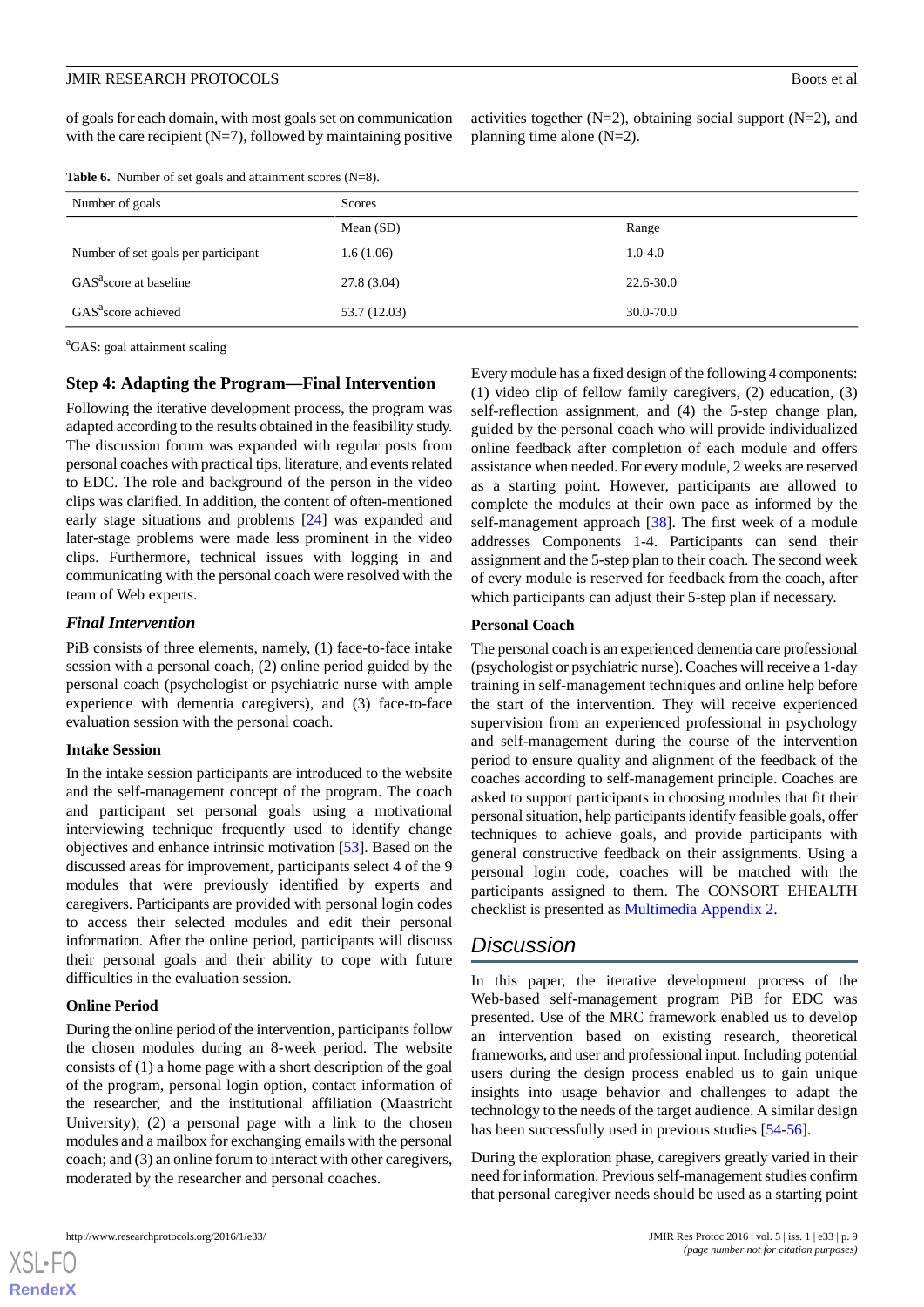of goals for each domain, with most goals set on communication with the care recipient (N=7), followed by maintaining positive activities together (N=2), obtaining social support (N=2), and planning time alone (N=2).

**Table 6.** Number of set goals and attainment scores (N=8).

| Number of goals | Scores | |
|---|---|---|
| | Mean (SD) | Range |
| Number of set goals per participant | 1.6 (1.06) | 1.0-4.0 |
| GAS[a] score at baseline | 27.8 (3.04) | 22.6-30.0 |
| GAS[a] score achieved | 53.7 (12.03) | 30.0-70.0 |

[a]GAS: goal attainment scaling

### Step 4: Adapting the Program—Final Intervention

Following the iterative development process, the program was adapted according to the results obtained in the feasibility study. The discussion forum was expanded with regular posts from personal coaches with practical tips, literature, and events related to EDC. The role and background of the person in the video clips was clarified. In addition, the content of often-mentioned early stage situations and problems [24] was expanded and later-stage problems were made less prominent in the video clips. Furthermore, technical issues with logging in and communicating with the personal coach were resolved with the team of Web experts.

#### *Final Intervention*

PiB consists of three elements, namely, (1) face-to-face intake session with a personal coach, (2) online period guided by the personal coach (psychologist or psychiatric nurse with ample experience with dementia caregivers), and (3) face-to-face evaluation session with the personal coach.

**Intake Session**

In the intake session participants are introduced to the website and the self-management concept of the program. The coach and participant set personal goals using a motivational interviewing technique frequently used to identify change objectives and enhance intrinsic motivation [53]. Based on the discussed areas for improvement, participants select 4 of the 9 modules that were previously identified by experts and caregivers. Participants are provided with personal login codes to access their selected modules and edit their personal information. After the online period, participants will discuss their personal goals and their ability to cope with future difficulties in the evaluation session.

**Online Period**

During the online period of the intervention, participants follow the chosen modules during an 8-week period. The website consists of (1) a home page with a short description of the goal of the program, personal login option, contact information of the researcher, and the institutional affiliation (Maastricht University); (2) a personal page with a link to the chosen modules and a mailbox for exchanging emails with the personal coach; and (3) an online forum to interact with other caregivers, moderated by the researcher and personal coaches.

Every module has a fixed design of the following 4 components: (1) video clip of fellow family caregivers, (2) education, (3) self-reflection assignment, and (4) the 5-step change plan, guided by the personal coach who will provide individualized online feedback after completion of each module and offers assistance when needed. For every module, 2 weeks are reserved as a starting point. However, participants are allowed to complete the modules at their own pace as informed by the self-management approach [38]. The first week of a module addresses Components 1-4. Participants can send their assignment and the 5-step plan to their coach. The second week of every module is reserved for feedback from the coach, after which participants can adjust their 5-step plan if necessary.

**Personal Coach**

The personal coach is an experienced dementia care professional (psychologist or psychiatric nurse). Coaches will receive a 1-day training in self-management techniques and online help before the start of the intervention. They will receive experienced supervision from an experienced professional in psychology and self-management during the course of the intervention period to ensure quality and alignment of the feedback of the coaches according to self-management principle. Coaches are asked to support participants in choosing modules that fit their personal situation, help participants identify feasible goals, offer techniques to achieve goals, and provide participants with general constructive feedback on their assignments. Using a personal login code, coaches will be matched with the participants assigned to them. The CONSORT EHEALTH checklist is presented as Multimedia Appendix 2.

## *Discussion*

In this paper, the iterative development process of the Web-based self-management program PiB for EDC was presented. Use of the MRC framework enabled us to develop an intervention based on existing research, theoretical frameworks, and user and professional input. Including potential users during the design process enabled us to gain unique insights into usage behavior and challenges to adapt the technology to the needs of the target audience. A similar design has been successfully used in previous studies [54-56].

During the exploration phase, caregivers greatly varied in their need for information. Previous self-management studies confirm that personal caregiver needs should be used as a starting point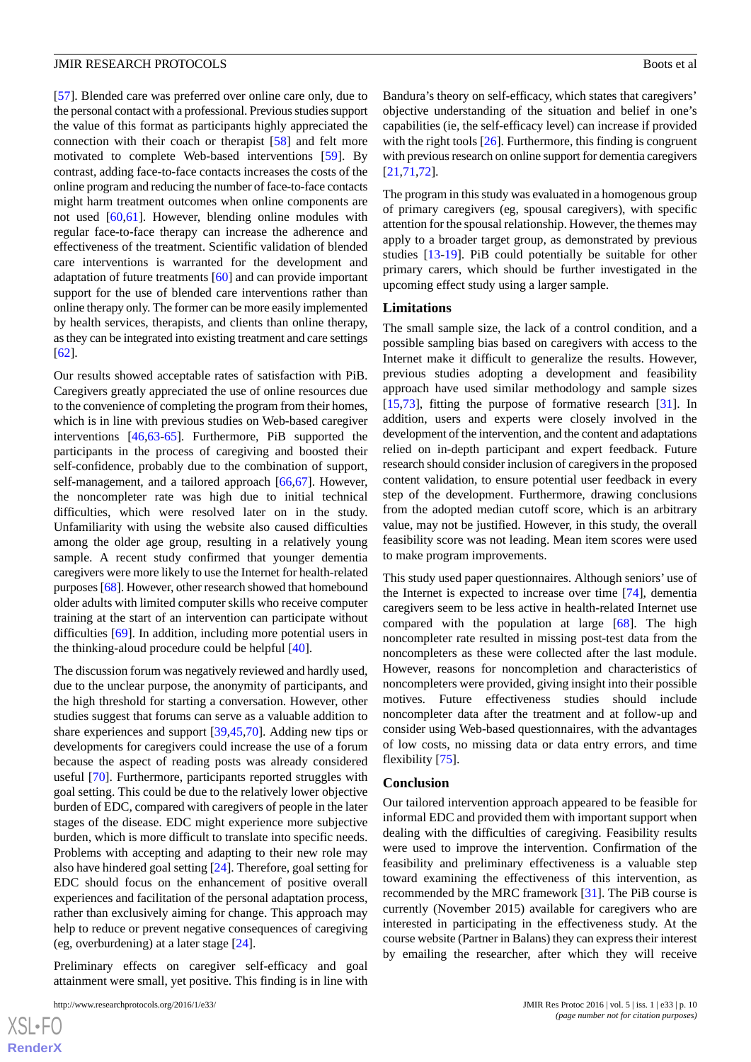[57]. Blended care was preferred over online care only, due to the personal contact with a professional. Previous studies support the value of this format as participants highly appreciated the connection with their coach or therapist [58] and felt more motivated to complete Web-based interventions [59]. By contrast, adding face-to-face contacts increases the costs of the online program and reducing the number of face-to-face contacts might harm treatment outcomes when online components are not used [60,61]. However, blending online modules with regular face-to-face therapy can increase the adherence and effectiveness of the treatment. Scientific validation of blended care interventions is warranted for the development and adaptation of future treatments [60] and can provide important support for the use of blended care interventions rather than online therapy only. The former can be more easily implemented by health services, therapists, and clients than online therapy, as they can be integrated into existing treatment and care settings [62].

Our results showed acceptable rates of satisfaction with PiB. Caregivers greatly appreciated the use of online resources due to the convenience of completing the program from their homes, which is in line with previous studies on Web-based caregiver interventions [46,63-65]. Furthermore, PiB supported the participants in the process of caregiving and boosted their self-confidence, probably due to the combination of support, self-management, and a tailored approach [66,67]. However, the noncompleter rate was high due to initial technical difficulties, which were resolved later on in the study. Unfamiliarity with using the website also caused difficulties among the older age group, resulting in a relatively young sample. A recent study confirmed that younger dementia caregivers were more likely to use the Internet for health-related purposes [68]. However, other research showed that homebound older adults with limited computer skills who receive computer training at the start of an intervention can participate without difficulties [69]. In addition, including more potential users in the thinking-aloud procedure could be helpful [40].

The discussion forum was negatively reviewed and hardly used, due to the unclear purpose, the anonymity of participants, and the high threshold for starting a conversation. However, other studies suggest that forums can serve as a valuable addition to share experiences and support [39,45,70]. Adding new tips or developments for caregivers could increase the use of a forum because the aspect of reading posts was already considered useful [70]. Furthermore, participants reported struggles with goal setting. This could be due to the relatively lower objective burden of EDC, compared with caregivers of people in the later stages of the disease. EDC might experience more subjective burden, which is more difficult to translate into specific needs. Problems with accepting and adapting to their new role may also have hindered goal setting [24]. Therefore, goal setting for EDC should focus on the enhancement of positive overall experiences and facilitation of the personal adaptation process, rather than exclusively aiming for change. This approach may help to reduce or prevent negative consequences of caregiving (eg, overburdening) at a later stage [24].

Preliminary effects on caregiver self-efficacy and goal attainment were small, yet positive. This finding is in line with Bandura's theory on self-efficacy, which states that caregivers' objective understanding of the situation and belief in one's capabilities (ie, the self-efficacy level) can increase if provided with the right tools [26]. Furthermore, this finding is congruent with previous research on online support for dementia caregivers [21,71,72].

The program in this study was evaluated in a homogenous group of primary caregivers (eg, spousal caregivers), with specific attention for the spousal relationship. However, the themes may apply to a broader target group, as demonstrated by previous studies [13-19]. PiB could potentially be suitable for other primary carers, which should be further investigated in the upcoming effect study using a larger sample.

### Limitations

The small sample size, the lack of a control condition, and a possible sampling bias based on caregivers with access to the Internet make it difficult to generalize the results. However, previous studies adopting a development and feasibility approach have used similar methodology and sample sizes [15,73], fitting the purpose of formative research [31]. In addition, users and experts were closely involved in the development of the intervention, and the content and adaptations relied on in-depth participant and expert feedback. Future research should consider inclusion of caregivers in the proposed content validation, to ensure potential user feedback in every step of the development. Furthermore, drawing conclusions from the adopted median cutoff score, which is an arbitrary value, may not be justified. However, in this study, the overall feasibility score was not leading. Mean item scores were used to make program improvements.

This study used paper questionnaires. Although seniors' use of the Internet is expected to increase over time [74], dementia caregivers seem to be less active in health-related Internet use compared with the population at large [68]. The high noncompleter rate resulted in missing post-test data from the noncompleters as these were collected after the last module. However, reasons for noncompletion and characteristics of noncompleters were provided, giving insight into their possible motives. Future effectiveness studies should include noncompleter data after the treatment and at follow-up and consider using Web-based questionnaires, with the advantages of low costs, no missing data or data entry errors, and time flexibility [75].

### Conclusion

Our tailored intervention approach appeared to be feasible for informal EDC and provided them with important support when dealing with the difficulties of caregiving. Feasibility results were used to improve the intervention. Confirmation of the feasibility and preliminary effectiveness is a valuable step toward examining the effectiveness of this intervention, as recommended by the MRC framework [31]. The PiB course is currently (November 2015) available for caregivers who are interested in participating in the effectiveness study. At the course website (Partner in Balans) they can express their interest by emailing the researcher, after which they will receive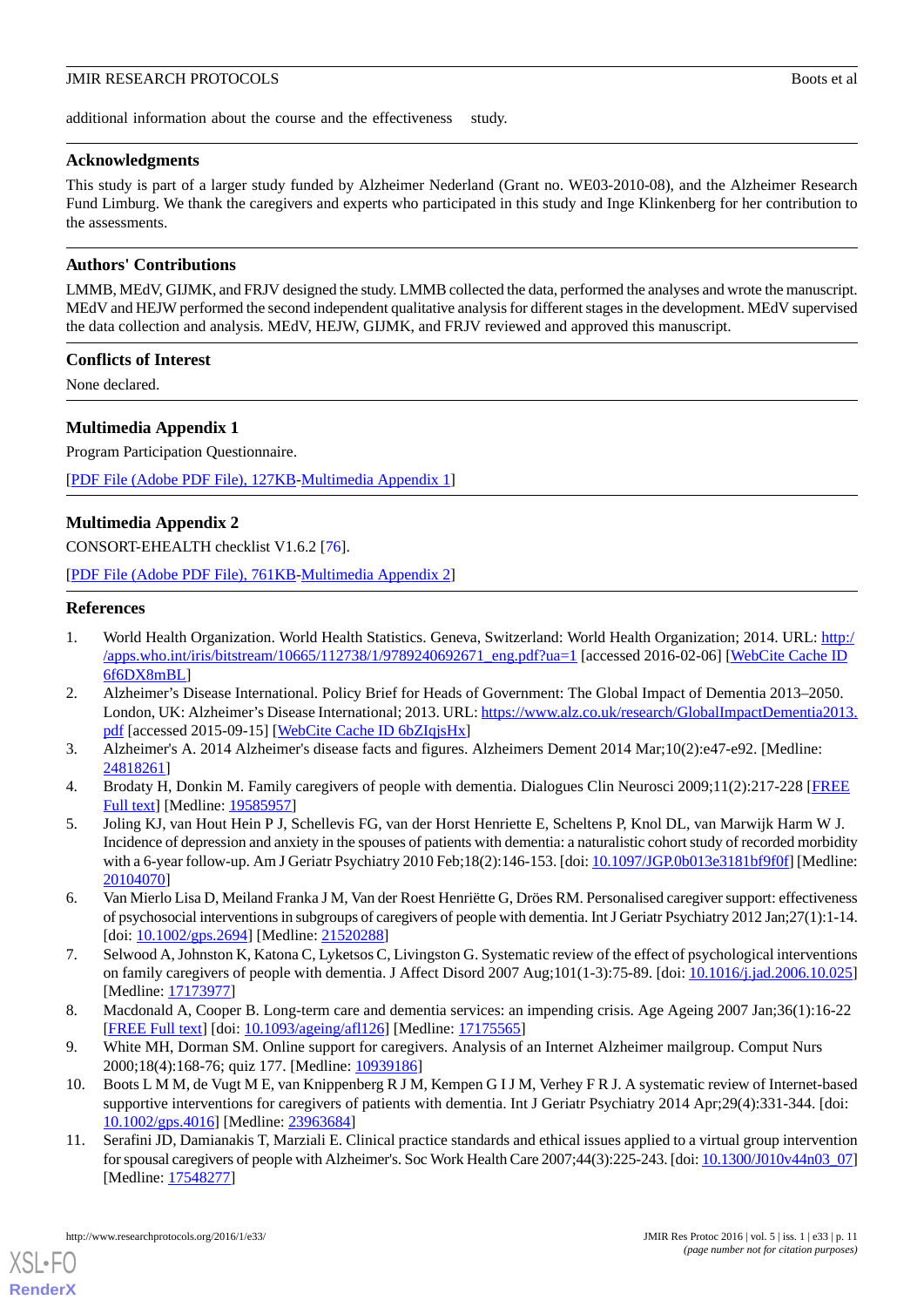additional information about the course and the effectiveness study.

## Acknowledgments

This study is part of a larger study funded by Alzheimer Nederland (Grant no. WE03-2010-08), and the Alzheimer Research Fund Limburg. We thank the caregivers and experts who participated in this study and Inge Klinkenberg for her contribution to the assessments.

## Authors' Contributions

LMMB, MEdV, GIJMK, and FRJV designed the study. LMMB collected the data, performed the analyses and wrote the manuscript. MEdV and HEJW performed the second independent qualitative analysis for different stages in the development. MEdV supervised the data collection and analysis. MEdV, HEJW, GIJMK, and FRJV reviewed and approved this manuscript.

## Conflicts of Interest

None declared.

## Multimedia Appendix 1

Program Participation Questionnaire.

[PDF File (Adobe PDF File), 127KB-Multimedia Appendix 1]

## Multimedia Appendix 2

CONSORT-EHEALTH checklist V1.6.2 [76].

[PDF File (Adobe PDF File), 761KB-Multimedia Appendix 2]

## References

1. World Health Organization. World Health Statistics. Geneva, Switzerland: World Health Organization; 2014. URL: http://apps.who.int/iris/bitstream/10665/112738/1/9789240692671_eng.pdf?ua=1 [accessed 2016-02-06] [WebCite Cache ID 6f6DX8mBL]
2. Alzheimer's Disease International. Policy Brief for Heads of Government: The Global Impact of Dementia 2013–2050. London, UK: Alzheimer's Disease International; 2013. URL: https://www.alz.co.uk/research/GlobalImpactDementia2013.pdf [accessed 2015-09-15] [WebCite Cache ID 6bZIqjsHx]
3. Alzheimer's A. 2014 Alzheimer's disease facts and figures. Alzheimers Dement 2014 Mar;10(2):e47-e92. [Medline: 24818261]
4. Brodaty H, Donkin M. Family caregivers of people with dementia. Dialogues Clin Neurosci 2009;11(2):217-228 [FREE Full text] [Medline: 19585957]
5. Joling KJ, van Hout Hein P J, Schellevis FG, van der Horst Henriette E, Scheltens P, Knol DL, van Marwijk Harm W J. Incidence of depression and anxiety in the spouses of patients with dementia: a naturalistic cohort study of recorded morbidity with a 6-year follow-up. Am J Geriatr Psychiatry 2010 Feb;18(2):146-153. [doi: 10.1097/JGP.0b013e3181bf9f0f] [Medline: 20104070]
6. Van Mierlo Lisa D, Meiland Franka J M, Van der Roest Henriëtte G, Dröes RM. Personalised caregiver support: effectiveness of psychosocial interventions in subgroups of caregivers of people with dementia. Int J Geriatr Psychiatry 2012 Jan;27(1):1-14. [doi: 10.1002/gps.2694] [Medline: 21520288]
7. Selwood A, Johnston K, Katona C, Lyketsos C, Livingston G. Systematic review of the effect of psychological interventions on family caregivers of people with dementia. J Affect Disord 2007 Aug;101(1-3):75-89. [doi: 10.1016/j.jad.2006.10.025] [Medline: 17173977]
8. Macdonald A, Cooper B. Long-term care and dementia services: an impending crisis. Age Ageing 2007 Jan;36(1):16-22 [FREE Full text] [doi: 10.1093/ageing/afl126] [Medline: 17175565]
9. White MH, Dorman SM. Online support for caregivers. Analysis of an Internet Alzheimer mailgroup. Comput Nurs 2000;18(4):168-76; quiz 177. [Medline: 10939186]
10. Boots L M M, de Vugt M E, van Knippenberg R J M, Kempen G I J M, Verhey F R J. A systematic review of Internet-based supportive interventions for caregivers of patients with dementia. Int J Geriatr Psychiatry 2014 Apr;29(4):331-344. [doi: 10.1002/gps.4016] [Medline: 23963684]
11. Serafini JD, Damianakis T, Marziali E. Clinical practice standards and ethical issues applied to a virtual group intervention for spousal caregivers of people with Alzheimer's. Soc Work Health Care 2007;44(3):225-243. [doi: 10.1300/J010v44n03_07] [Medline: 17548277]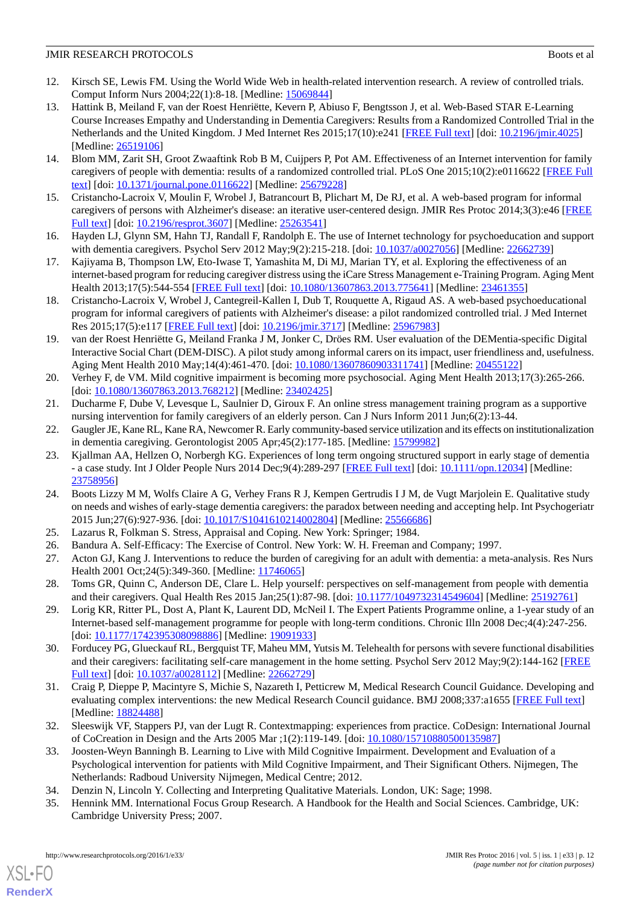12. Kirsch SE, Lewis FM. Using the World Wide Web in health-related intervention research. A review of controlled trials. Comput Inform Nurs 2004;22(1):8-18. [Medline: 15069844]
13. Hattink B, Meiland F, van der Roest Henriëtte, Kevern P, Abiuso F, Bengtsson J, et al. Web-Based STAR E-Learning Course Increases Empathy and Understanding in Dementia Caregivers: Results from a Randomized Controlled Trial in the Netherlands and the United Kingdom. J Med Internet Res 2015;17(10):e241 [FREE Full text] [doi: 10.2196/jmir.4025] [Medline: 26519106]
14. Blom MM, Zarit SH, Groot Zwaaftink Rob B M, Cuijpers P, Pot AM. Effectiveness of an Internet intervention for family caregivers of people with dementia: results of a randomized controlled trial. PLoS One 2015;10(2):e0116622 [FREE Full text] [doi: 10.1371/journal.pone.0116622] [Medline: 25679228]
15. Cristancho-Lacroix V, Moulin F, Wrobel J, Batrancourt B, Plichart M, De RJ, et al. A web-based program for informal caregivers of persons with Alzheimer's disease: an iterative user-centered design. JMIR Res Protoc 2014;3(3):e46 [FREE Full text] [doi: 10.2196/resprot.3607] [Medline: 25263541]
16. Hayden LJ, Glynn SM, Hahn TJ, Randall F, Randolph E. The use of Internet technology for psychoeducation and support with dementia caregivers. Psychol Serv 2012 May;9(2):215-218. [doi: 10.1037/a0027056] [Medline: 22662739]
17. Kajiyama B, Thompson LW, Eto-Iwase T, Yamashita M, Di MJ, Marian TY, et al. Exploring the effectiveness of an internet-based program for reducing caregiver distress using the iCare Stress Management e-Training Program. Aging Ment Health 2013;17(5):544-554 [FREE Full text] [doi: 10.1080/13607863.2013.775641] [Medline: 23461355]
18. Cristancho-Lacroix V, Wrobel J, Cantegreil-Kallen I, Dub T, Rouquette A, Rigaud AS. A web-based psychoeducational program for informal caregivers of patients with Alzheimer's disease: a pilot randomized controlled trial. J Med Internet Res 2015;17(5):e117 [FREE Full text] [doi: 10.2196/jmir.3717] [Medline: 25967983]
19. van der Roest Henriëtte G, Meiland Franka J M, Jonker C, Dröes RM. User evaluation of the DEMentia-specific Digital Interactive Social Chart (DEM-DISC). A pilot study among informal carers on its impact, user friendliness and, usefulness. Aging Ment Health 2010 May;14(4):461-470. [doi: 10.1080/13607860903311741] [Medline: 20455122]
20. Verhey F, de VM. Mild cognitive impairment is becoming more psychosocial. Aging Ment Health 2013;17(3):265-266. [doi: 10.1080/13607863.2013.768212] [Medline: 23402425]
21. Ducharme F, Dube V, Levesque L, Saulnier D, Giroux F. An online stress management training program as a supportive nursing intervention for family caregivers of an elderly person. Can J Nurs Inform 2011 Jun;6(2):13-44.
22. Gaugler JE, Kane RL, Kane RA, Newcomer R. Early community-based service utilization and its effects on institutionalization in dementia caregiving. Gerontologist 2005 Apr;45(2):177-185. [Medline: 15799982]
23. Kjallman AA, Hellzen O, Norbergh KG. Experiences of long term ongoing structured support in early stage of dementia - a case study. Int J Older People Nurs 2014 Dec;9(4):289-297 [FREE Full text] [doi: 10.1111/opn.12034] [Medline: 23758956]
24. Boots Lizzy M M, Wolfs Claire A G, Verhey Frans R J, Kempen Gertrudis I J M, de Vugt Marjolein E. Qualitative study on needs and wishes of early-stage dementia caregivers: the paradox between needing and accepting help. Int Psychogeriatr 2015 Jun;27(6):927-936. [doi: 10.1017/S1041610214002804] [Medline: 25566686]
25. Lazarus R, Folkman S. Stress, Appraisal and Coping. New York: Springer; 1984.
26. Bandura A. Self-Efficacy: The Exercise of Control. New York: W. H. Freeman and Company; 1997.
27. Acton GJ, Kang J. Interventions to reduce the burden of caregiving for an adult with dementia: a meta-analysis. Res Nurs Health 2001 Oct;24(5):349-360. [Medline: 11746065]
28. Toms GR, Quinn C, Anderson DE, Clare L. Help yourself: perspectives on self-management from people with dementia and their caregivers. Qual Health Res 2015 Jan;25(1):87-98. [doi: 10.1177/1049732314549604] [Medline: 25192761]
29. Lorig KR, Ritter PL, Dost A, Plant K, Laurent DD, McNeil I. The Expert Patients Programme online, a 1-year study of an Internet-based self-management programme for people with long-term conditions. Chronic Illn 2008 Dec;4(4):247-256. [doi: 10.1177/1742395308098886] [Medline: 19091933]
30. Forducey PG, Glueckauf RL, Bergquist TF, Maheu MM, Yutsis M. Telehealth for persons with severe functional disabilities and their caregivers: facilitating self-care management in the home setting. Psychol Serv 2012 May;9(2):144-162 [FREE Full text] [doi: 10.1037/a0028112] [Medline: 22662729]
31. Craig P, Dieppe P, Macintyre S, Michie S, Nazareth I, Petticrew M, Medical Research Council Guidance. Developing and evaluating complex interventions: the new Medical Research Council guidance. BMJ 2008;337:a1655 [FREE Full text] [Medline: 18824488]
32. Sleeswijk VF, Stappers PJ, van der Lugt R. Contextmapping: experiences from practice. CoDesign: International Journal of CoCreation in Design and the Arts 2005 Mar ;1(2):119-149. [doi: 10.1080/15710880500135987]
33. Joosten-Weyn Banningh B. Learning to Live with Mild Cognitive Impairment. Development and Evaluation of a Psychological intervention for patients with Mild Cognitive Impairment, and Their Significant Others. Nijmegen, The Netherlands: Radboud University Nijmegen, Medical Centre; 2012.
34. Denzin N, Lincoln Y. Collecting and Interpreting Qualitative Materials. London, UK: Sage; 1998.
35. Hennink MM. International Focus Group Research. A Handbook for the Health and Social Sciences. Cambridge, UK: Cambridge University Press; 2007.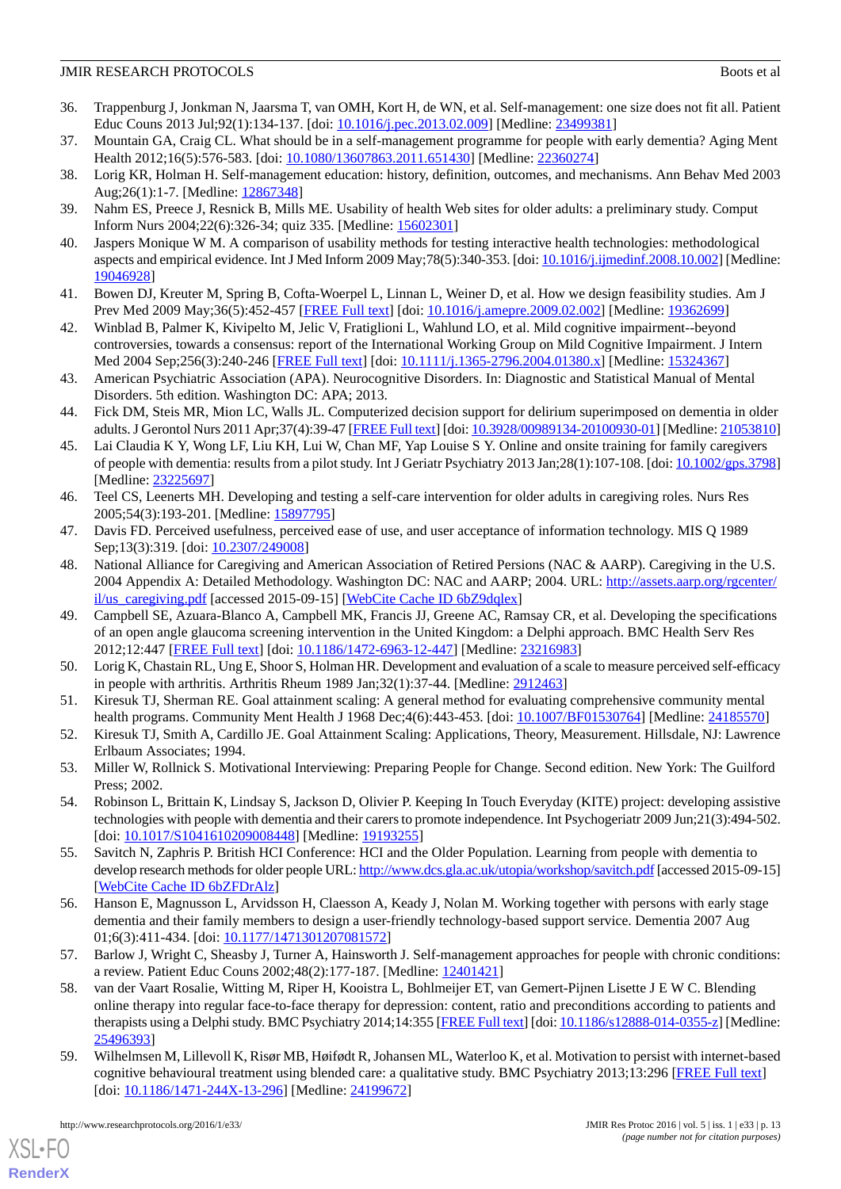36. Trappenburg J, Jonkman N, Jaarsma T, van OMH, Kort H, de WN, et al. Self-management: one size does not fit all. Patient Educ Couns 2013 Jul;92(1):134-137. [doi: 10.1016/j.pec.2013.02.009] [Medline: 23499381]
37. Mountain GA, Craig CL. What should be in a self-management programme for people with early dementia? Aging Ment Health 2012;16(5):576-583. [doi: 10.1080/13607863.2011.651430] [Medline: 22360274]
38. Lorig KR, Holman H. Self-management education: history, definition, outcomes, and mechanisms. Ann Behav Med 2003 Aug;26(1):1-7. [Medline: 12867348]
39. Nahm ES, Preece J, Resnick B, Mills ME. Usability of health Web sites for older adults: a preliminary study. Comput Inform Nurs 2004;22(6):326-34; quiz 335. [Medline: 15602301]
40. Jaspers Monique W M. A comparison of usability methods for testing interactive health technologies: methodological aspects and empirical evidence. Int J Med Inform 2009 May;78(5):340-353. [doi: 10.1016/j.ijmedinf.2008.10.002] [Medline: 19046928]
41. Bowen DJ, Kreuter M, Spring B, Cofta-Woerpel L, Linnan L, Weiner D, et al. How we design feasibility studies. Am J Prev Med 2009 May;36(5):452-457 [FREE Full text] [doi: 10.1016/j.amepre.2009.02.002] [Medline: 19362699]
42. Winblad B, Palmer K, Kivipelto M, Jelic V, Fratiglioni L, Wahlund LO, et al. Mild cognitive impairment--beyond controversies, towards a consensus: report of the International Working Group on Mild Cognitive Impairment. J Intern Med 2004 Sep;256(3):240-246 [FREE Full text] [doi: 10.1111/j.1365-2796.2004.01380.x] [Medline: 15324367]
43. American Psychiatric Association (APA). Neurocognitive Disorders. In: Diagnostic and Statistical Manual of Mental Disorders. 5th edition. Washington DC: APA; 2013.
44. Fick DM, Steis MR, Mion LC, Walls JL. Computerized decision support for delirium superimposed on dementia in older adults. J Gerontol Nurs 2011 Apr;37(4):39-47 [FREE Full text] [doi: 10.3928/00989134-20100930-01] [Medline: 21053810]
45. Lai Claudia K Y, Wong LF, Liu KH, Lui W, Chan MF, Yap Louise S Y. Online and onsite training for family caregivers of people with dementia: results from a pilot study. Int J Geriatr Psychiatry 2013 Jan;28(1):107-108. [doi: 10.1002/gps.3798] [Medline: 23225697]
46. Teel CS, Leenerts MH. Developing and testing a self-care intervention for older adults in caregiving roles. Nurs Res 2005;54(3):193-201. [Medline: 15897795]
47. Davis FD. Perceived usefulness, perceived ease of use, and user acceptance of information technology. MIS Q 1989 Sep;13(3):319. [doi: 10.2307/249008]
48. National Alliance for Caregiving and American Association of Retired Persons (NAC & AARP). Caregiving in the U.S. 2004 Appendix A: Detailed Methodology. Washington DC: NAC and AARP; 2004. URL: http://assets.aarp.org/rgcenter/il/us_caregiving.pdf [accessed 2015-09-15] [WebCite Cache ID 6bZ9dqlex]
49. Campbell SE, Azuara-Blanco A, Campbell MK, Francis JJ, Greene AC, Ramsay CR, et al. Developing the specifications of an open angle glaucoma screening intervention in the United Kingdom: a Delphi approach. BMC Health Serv Res 2012;12:447 [FREE Full text] [doi: 10.1186/1472-6963-12-447] [Medline: 23216983]
50. Lorig K, Chastain RL, Ung E, Shoor S, Holman HR. Development and evaluation of a scale to measure perceived self-efficacy in people with arthritis. Arthritis Rheum 1989 Jan;32(1):37-44. [Medline: 2912463]
51. Kiresuk TJ, Sherman RE. Goal attainment scaling: A general method for evaluating comprehensive community mental health programs. Community Ment Health J 1968 Dec;4(6):443-453. [doi: 10.1007/BF01530764] [Medline: 24185570]
52. Kiresuk TJ, Smith A, Cardillo JE. Goal Attainment Scaling: Applications, Theory, Measurement. Hillsdale, NJ: Lawrence Erlbaum Associates; 1994.
53. Miller W, Rollnick S. Motivational Interviewing: Preparing People for Change. Second edition. New York: The Guilford Press; 2002.
54. Robinson L, Brittain K, Lindsay S, Jackson D, Olivier P. Keeping In Touch Everyday (KITE) project: developing assistive technologies with people with dementia and their carers to promote independence. Int Psychogeriatr 2009 Jun;21(3):494-502. [doi: 10.1017/S1041610209008448] [Medline: 19193255]
55. Savitch N, Zaphris P. British HCI Conference: HCI and the Older Population. Learning from people with dementia to develop research methods for older people URL: http://www.dcs.gla.ac.uk/utopia/workshop/savitch.pdf [accessed 2015-09-15] [WebCite Cache ID 6bZFDrAlz]
56. Hanson E, Magnusson L, Arvidsson H, Claesson A, Keady J, Nolan M. Working together with persons with early stage dementia and their family members to design a user-friendly technology-based support service. Dementia 2007 Aug 01;6(3):411-434. [doi: 10.1177/1471301207081572]
57. Barlow J, Wright C, Sheasby J, Turner A, Hainsworth J. Self-management approaches for people with chronic conditions: a review. Patient Educ Couns 2002;48(2):177-187. [Medline: 12401421]
58. van der Vaart Rosalie, Witting M, Riper H, Kooistra L, Bohlmeijer ET, van Gemert-Pijnen Lisette J E W C. Blending online therapy into regular face-to-face therapy for depression: content, ratio and preconditions according to patients and therapists using a Delphi study. BMC Psychiatry 2014;14:355 [FREE Full text] [doi: 10.1186/s12888-014-0355-z] [Medline: 25496393]
59. Wilhelmsen M, Lillevoll K, Risør MB, Høifødt R, Johansen ML, Waterloo K, et al. Motivation to persist with internet-based cognitive behavioural treatment using blended care: a qualitative study. BMC Psychiatry 2013;13:296 [FREE Full text] [doi: 10.1186/1471-244X-13-296] [Medline: 24199672]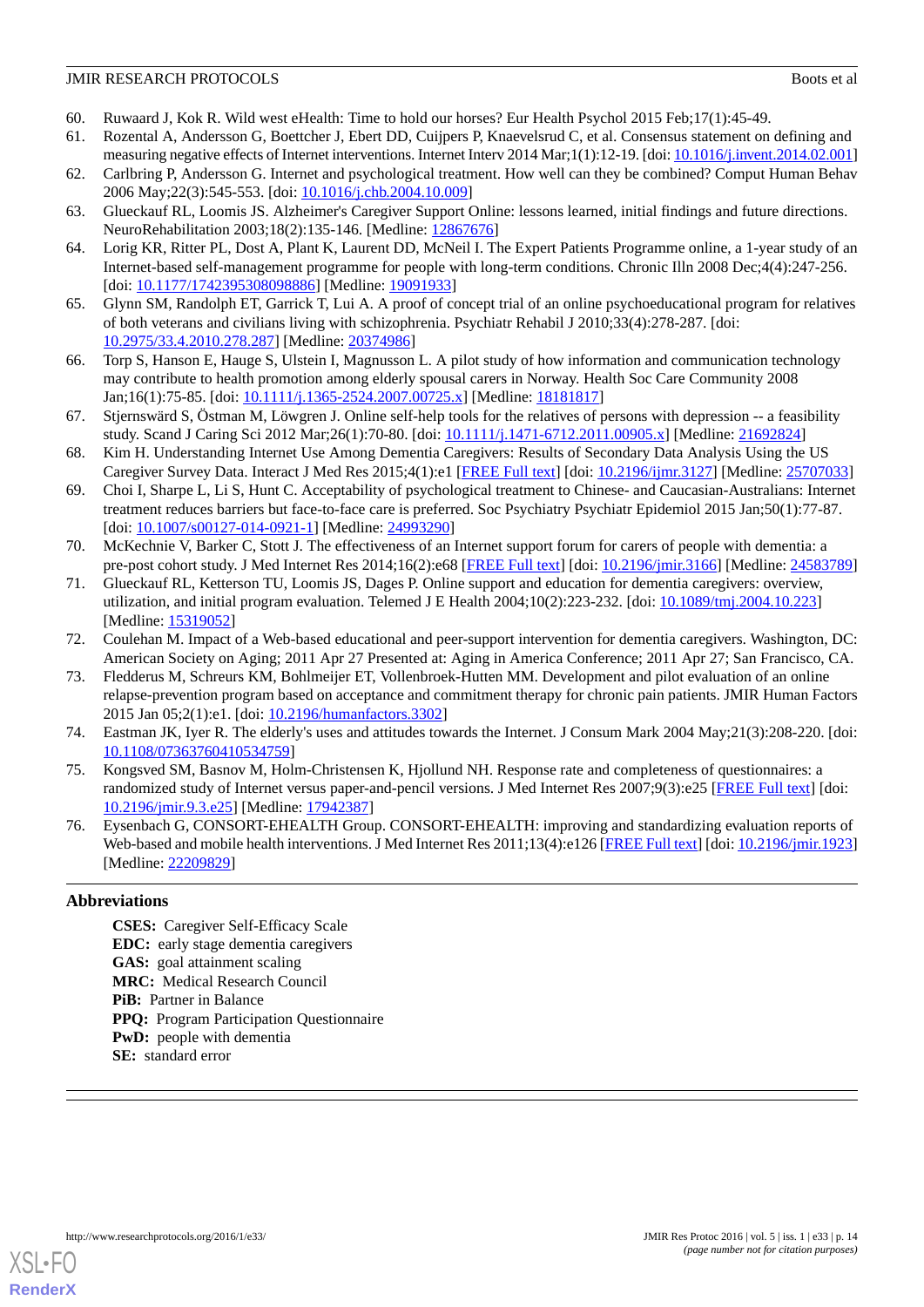60. Ruwaard J, Kok R. Wild west eHealth: Time to hold our horses? Eur Health Psychol 2015 Feb;17(1):45-49.
61. Rozental A, Andersson G, Boettcher J, Ebert DD, Cuijpers P, Knaevelsrud C, et al. Consensus statement on defining and measuring negative effects of Internet interventions. Internet Interv 2014 Mar;1(1):12-19. [doi: 10.1016/j.invent.2014.02.001]
62. Carlbring P, Andersson G. Internet and psychological treatment. How well can they be combined? Comput Human Behav 2006 May;22(3):545-553. [doi: 10.1016/j.chb.2004.10.009]
63. Glueckauf RL, Loomis JS. Alzheimer's Caregiver Support Online: lessons learned, initial findings and future directions. NeuroRehabilitation 2003;18(2):135-146. [Medline: 12867676]
64. Lorig KR, Ritter PL, Dost A, Plant K, Laurent DD, McNeil I. The Expert Patients Programme online, a 1-year study of an Internet-based self-management programme for people with long-term conditions. Chronic Illn 2008 Dec;4(4):247-256. [doi: 10.1177/1742395308098886] [Medline: 19091933]
65. Glynn SM, Randolph ET, Garrick T, Lui A. A proof of concept trial of an online psychoeducational program for relatives of both veterans and civilians living with schizophrenia. Psychiatr Rehabil J 2010;33(4):278-287. [doi: 10.2975/33.4.2010.278.287] [Medline: 20374986]
66. Torp S, Hanson E, Hauge S, Ulstein I, Magnusson L. A pilot study of how information and communication technology may contribute to health promotion among elderly spousal carers in Norway. Health Soc Care Community 2008 Jan;16(1):75-85. [doi: 10.1111/j.1365-2524.2007.00725.x] [Medline: 18181817]
67. Stjernswärd S, Östman M, Löwgren J. Online self-help tools for the relatives of persons with depression -- a feasibility study. Scand J Caring Sci 2012 Mar;26(1):70-80. [doi: 10.1111/j.1471-6712.2011.00905.x] [Medline: 21692824]
68. Kim H. Understanding Internet Use Among Dementia Caregivers: Results of Secondary Data Analysis Using the US Caregiver Survey Data. Interact J Med Res 2015;4(1):e1 [FREE Full text] [doi: 10.2196/ijmr.3127] [Medline: 25707033]
69. Choi I, Sharpe L, Li S, Hunt C. Acceptability of psychological treatment to Chinese- and Caucasian-Australians: Internet treatment reduces barriers but face-to-face care is preferred. Soc Psychiatry Psychiatr Epidemiol 2015 Jan;50(1):77-87. [doi: 10.1007/s00127-014-0921-1] [Medline: 24993290]
70. McKechnie V, Barker C, Stott J. The effectiveness of an Internet support forum for carers of people with dementia: a pre-post cohort study. J Med Internet Res 2014;16(2):e68 [FREE Full text] [doi: 10.2196/jmir.3166] [Medline: 24583789]
71. Glueckauf RL, Ketterson TU, Loomis JS, Dages P. Online support and education for dementia caregivers: overview, utilization, and initial program evaluation. Telemed J E Health 2004;10(2):223-232. [doi: 10.1089/tmj.2004.10.223] [Medline: 15319052]
72. Coulehan M. Impact of a Web-based educational and peer-support intervention for dementia caregivers. Washington, DC: American Society on Aging; 2011 Apr 27 Presented at: Aging in America Conference; 2011 Apr 27; San Francisco, CA.
73. Fledderus M, Schreurs KM, Bohlmeijer ET, Vollenbroek-Hutten MM. Development and pilot evaluation of an online relapse-prevention program based on acceptance and commitment therapy for chronic pain patients. JMIR Human Factors 2015 Jan 05;2(1):e1. [doi: 10.2196/humanfactors.3302]
74. Eastman JK, Iyer R. The elderly's uses and attitudes towards the Internet. J Consum Mark 2004 May;21(3):208-220. [doi: 10.1108/07363760410534759]
75. Kongsved SM, Basnov M, Holm-Christensen K, Hjollund NH. Response rate and completeness of questionnaires: a randomized study of Internet versus paper-and-pencil versions. J Med Internet Res 2007;9(3):e25 [FREE Full text] [doi: 10.2196/jmir.9.3.e25] [Medline: 17942387]
76. Eysenbach G, CONSORT-EHEALTH Group. CONSORT-EHEALTH: improving and standardizing evaluation reports of Web-based and mobile health interventions. J Med Internet Res 2011;13(4):e126 [FREE Full text] [doi: 10.2196/jmir.1923] [Medline: 22209829]

## Abbreviations

**CSES:** Caregiver Self-Efficacy Scale
**EDC:** early stage dementia caregivers
**GAS:** goal attainment scaling
**MRC:** Medical Research Council
**PiB:** Partner in Balance
**PPQ:** Program Participation Questionnaire
**PwD:** people with dementia
**SE:** standard error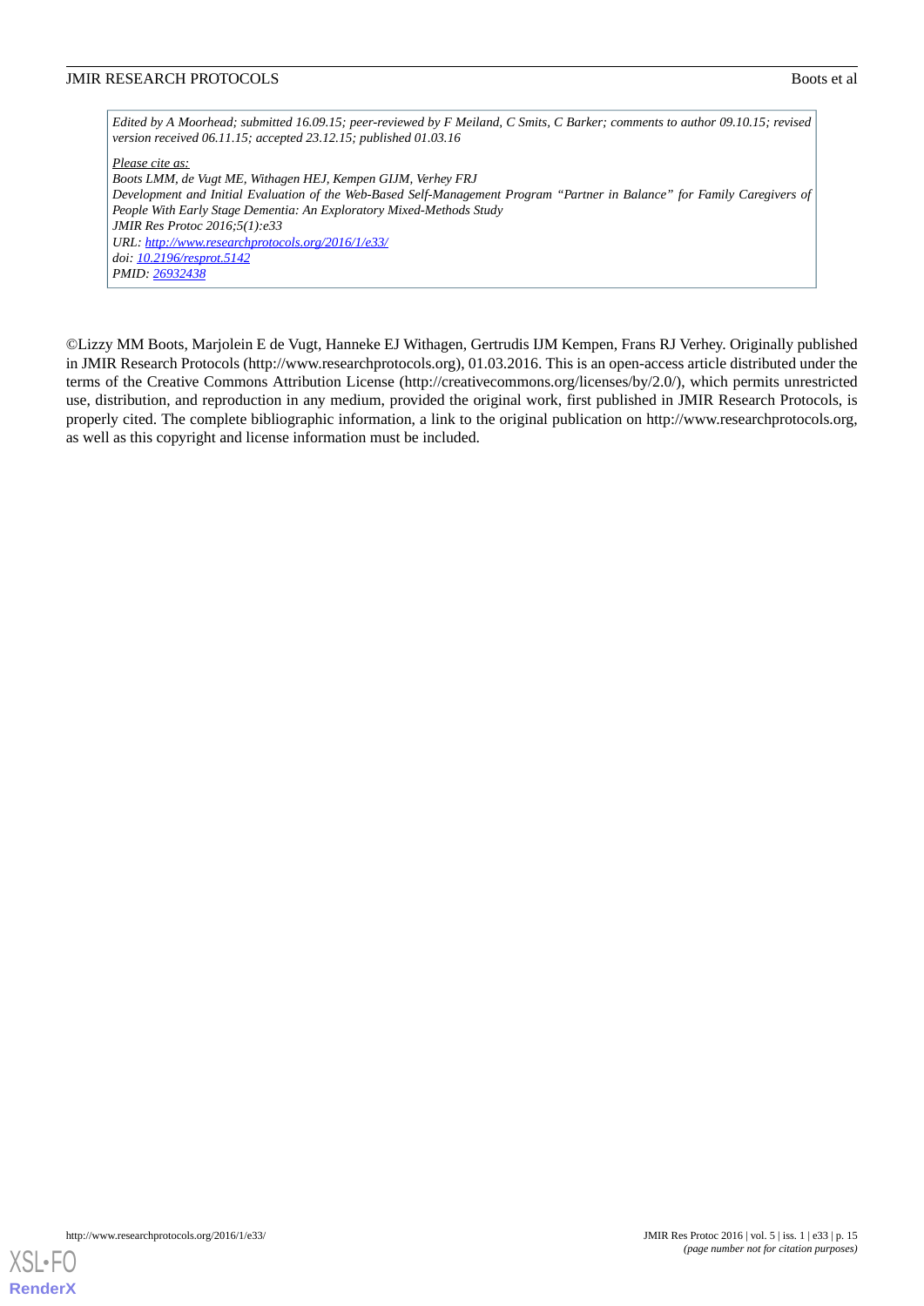*Edited by A Moorhead; submitted 16.09.15; peer-reviewed by F Meiland, C Smits, C Barker; comments to author 09.10.15; revised version received 06.11.15; accepted 23.12.15; published 01.03.16*

*Please cite as:*
*Boots LMM, de Vugt ME, Withagen HEJ, Kempen GIJM, Verhey FRJ*
*Development and Initial Evaluation of the Web-Based Self-Management Program "Partner in Balance" for Family Caregivers of People With Early Stage Dementia: An Exploratory Mixed-Methods Study*
*JMIR Res Protoc 2016;5(1):e33*
*URL: http://www.researchprotocols.org/2016/1/e33/*
*doi: 10.2196/resprot.5142*
*PMID: 26932438*

©Lizzy MM Boots, Marjolein E de Vugt, Hanneke EJ Withagen, Gertrudis IJM Kempen, Frans RJ Verhey. Originally published in JMIR Research Protocols (http://www.researchprotocols.org), 01.03.2016. This is an open-access article distributed under the terms of the Creative Commons Attribution License (http://creativecommons.org/licenses/by/2.0/), which permits unrestricted use, distribution, and reproduction in any medium, provided the original work, first published in JMIR Research Protocols, is properly cited. The complete bibliographic information, a link to the original publication on http://www.researchprotocols.org, as well as this copyright and license information must be included.